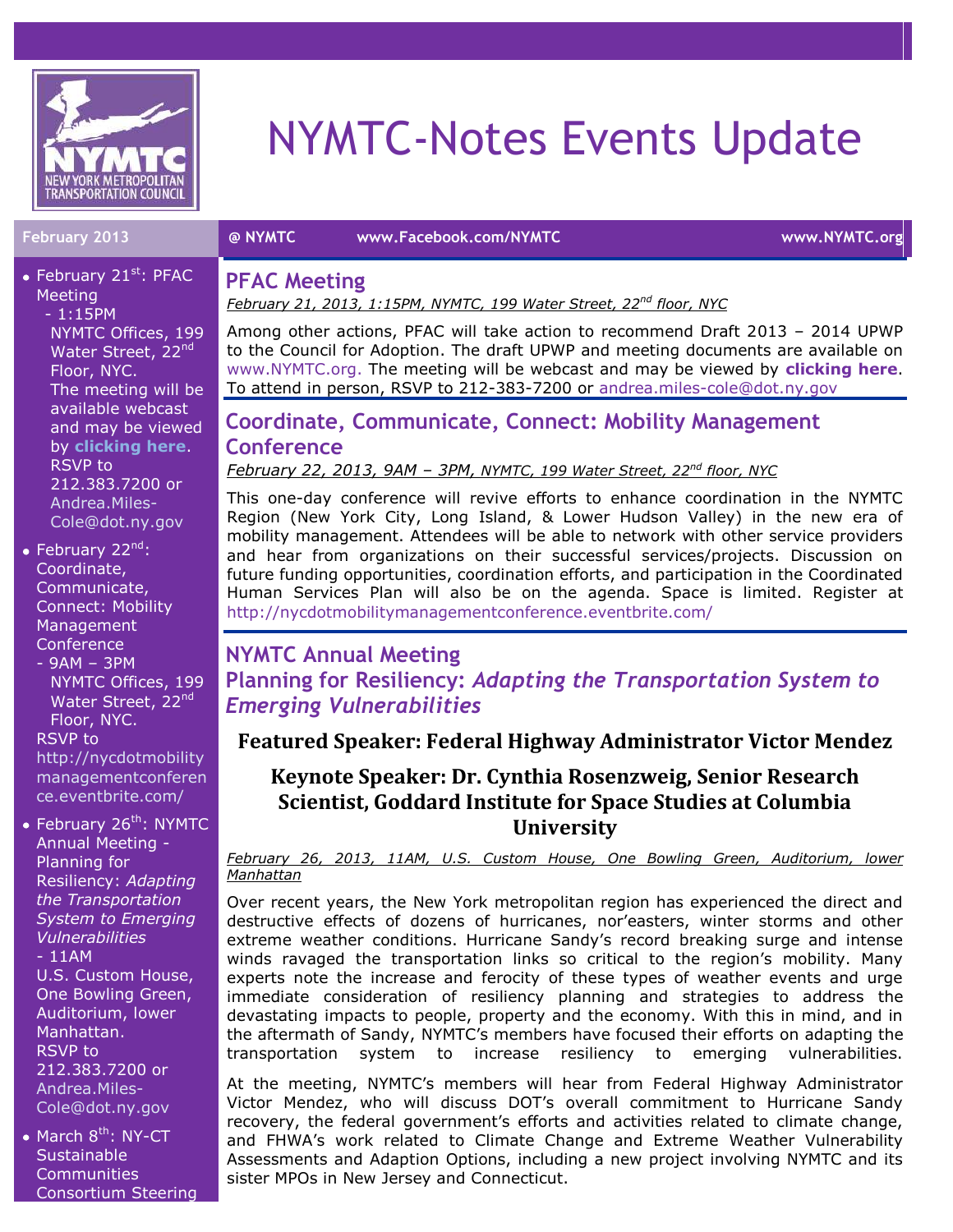# NYMTC-Notes Events Update

**February 2013** **@ NYMTC** **www.Facebook.com/NYMTC** **www.NYMTC.org**

- February 21st: PFAC Meeting
  - 1:15PM
  NYMTC Offices, 199 Water Street, 22nd Floor, NYC.
  The meeting will be available webcast and may be viewed by **clicking here**.
  RSVP to 212.383.7200 or Andrea.Miles-Cole@dot.ny.gov
- February 22nd: Coordinate, Communicate, Connect: Mobility Management Conference
  - 9AM – 3PM
  NYMTC Offices, 199 Water Street, 22nd Floor, NYC.
  RSVP to http://nycdotmobilitymanagementconference.eventbrite.com/
- February 26th: NYMTC Annual Meeting - Planning for Resiliency: *Adapting the Transportation System to Emerging Vulnerabilities*
  - 11AM
  U.S. Custom House, One Bowling Green, Auditorium, lower Manhattan.
  RSVP to 212.383.7200 or Andrea.Miles-Cole@dot.ny.gov
- March 8th: NY-CT Sustainable Communities Consortium Steering

## PFAC Meeting

*February 21, 2013, 1:15PM, NYMTC, 199 Water Street, 22nd floor, NYC*

Among other actions, PFAC will take action to recommend Draft 2013 – 2014 UPWP to the Council for Adoption. The draft UPWP and meeting documents are available on www.NYMTC.org. The meeting will be webcast and may be viewed by **clicking here**. To attend in person, RSVP to 212-383-7200 or andrea.miles-cole@dot.ny.gov

## Coordinate, Communicate, Connect: Mobility Management Conference

*February 22, 2013, 9AM – 3PM, NYMTC, 199 Water Street, 22nd floor, NYC*

This one-day conference will revive efforts to enhance coordination in the NYMTC Region (New York City, Long Island, & Lower Hudson Valley) in the new era of mobility management. Attendees will be able to network with other service providers and hear from organizations on their successful services/projects. Discussion on future funding opportunities, coordination efforts, and participation in the Coordinated Human Services Plan will also be on the agenda. Space is limited. Register at http://nycdotmobilitymanagementconference.eventbrite.com/

## NYMTC Annual Meeting
## Planning for Resiliency: *Adapting the Transportation System to Emerging Vulnerabilities*

### Featured Speaker: Federal Highway Administrator Victor Mendez

### Keynote Speaker: Dr. Cynthia Rosenzweig, Senior Research Scientist, Goddard Institute for Space Studies at Columbia University

*February 26, 2013, 11AM, U.S. Custom House, One Bowling Green, Auditorium, lower Manhattan*

Over recent years, the New York metropolitan region has experienced the direct and destructive effects of dozens of hurricanes, nor'easters, winter storms and other extreme weather conditions. Hurricane Sandy's record breaking surge and intense winds ravaged the transportation links so critical to the region's mobility. Many experts note the increase and ferocity of these types of weather events and urge immediate consideration of resiliency planning and strategies to address the devastating impacts to people, property and the economy. With this in mind, and in the aftermath of Sandy, NYMTC's members have focused their efforts on adapting the transportation system to increase resiliency to emerging vulnerabilities.

At the meeting, NYMTC's members will hear from Federal Highway Administrator Victor Mendez, who will discuss DOT's overall commitment to Hurricane Sandy recovery, the federal government's efforts and activities related to climate change, and FHWA's work related to Climate Change and Extreme Weather Vulnerability Assessments and Adaption Options, including a new project involving NYMTC and its sister MPOs in New Jersey and Connecticut.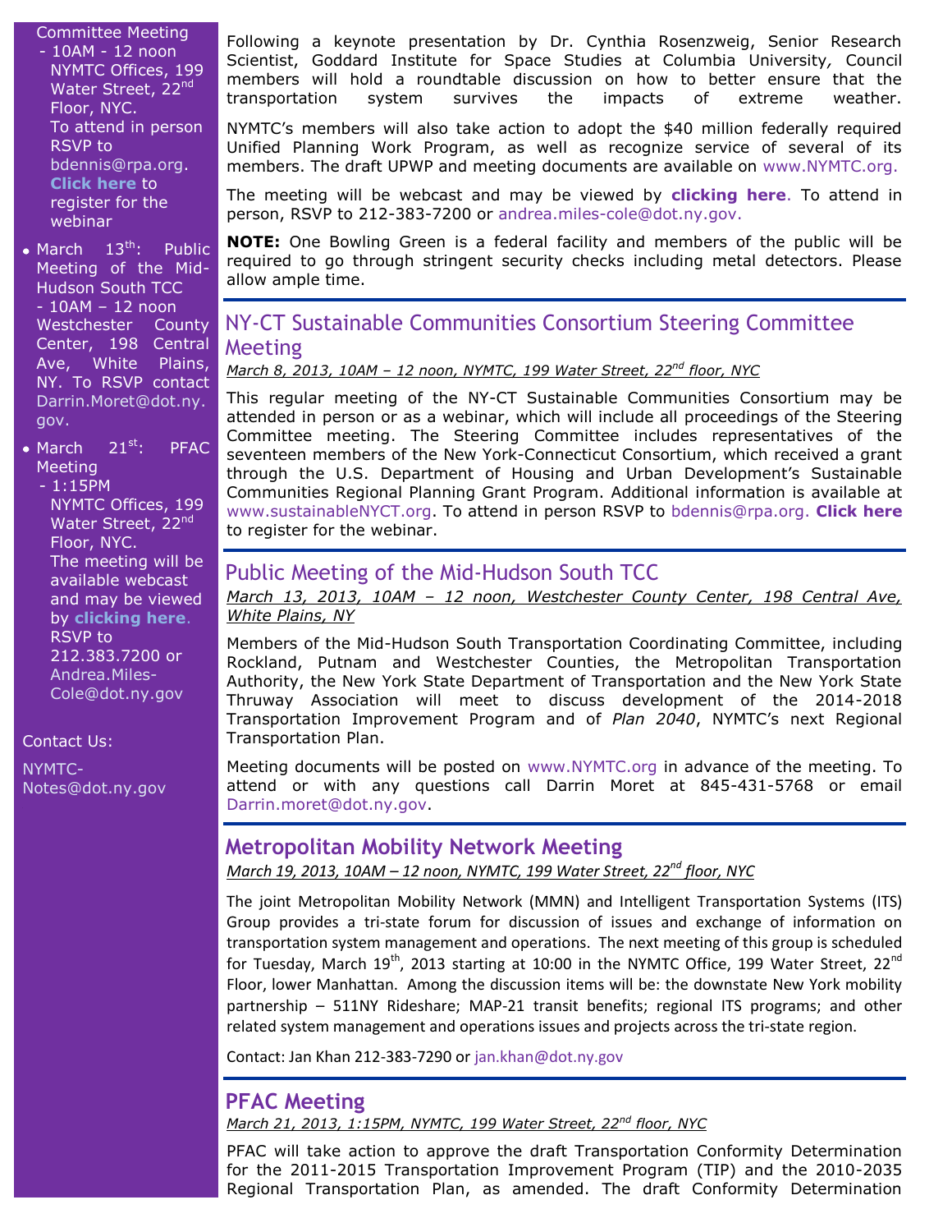Committee Meeting - 10AM - 12 noon NYMTC Offices, 199 Water Street, 22nd Floor, NYC. To attend in person RSVP to bdennis@rpa.org. **Click here** to register for the webinar

- March 13th: Public Meeting of the Mid-Hudson South TCC - 10AM – 12 noon Westchester County Center, 198 Central Ave, White Plains, NY. To RSVP contact Darrin.Moret@dot.ny.gov.
- March 21st: PFAC Meeting - 1:15PM NYMTC Offices, 199 Water Street, 22nd Floor, NYC. The meeting will be available webcast and may be viewed by **clicking here**. RSVP to 212.383.7200 or Andrea.Miles-Cole@dot.ny.gov

Contact Us:

NYMTC-Notes@dot.ny.gov

Following a keynote presentation by Dr. Cynthia Rosenzweig, Senior Research Scientist, Goddard Institute for Space Studies at Columbia University, Council members will hold a roundtable discussion on how to better ensure that the transportation system survives the impacts of extreme weather.

NYMTC's members will also take action to adopt the $40 million federally required Unified Planning Work Program, as well as recognize service of several of its members. The draft UPWP and meeting documents are available on www.NYMTC.org.

The meeting will be webcast and may be viewed by **clicking here**. To attend in person, RSVP to 212-383-7200 or andrea.miles-cole@dot.ny.gov.

**NOTE:** One Bowling Green is a federal facility and members of the public will be required to go through stringent security checks including metal detectors. Please allow ample time.

## NY-CT Sustainable Communities Consortium Steering Committee Meeting

*March 8, 2013, 10AM – 12 noon, NYMTC, 199 Water Street, 22nd floor, NYC*

This regular meeting of the NY-CT Sustainable Communities Consortium may be attended in person or as a webinar, which will include all proceedings of the Steering Committee meeting. The Steering Committee includes representatives of the seventeen members of the New York-Connecticut Consortium, which received a grant through the U.S. Department of Housing and Urban Development's Sustainable Communities Regional Planning Grant Program. Additional information is available at www.sustainableNYCT.org. To attend in person RSVP to bdennis@rpa.org. **Click here** to register for the webinar.

## Public Meeting of the Mid-Hudson South TCC

*March 13, 2013, 10AM – 12 noon, Westchester County Center, 198 Central Ave, White Plains, NY*

Members of the Mid-Hudson South Transportation Coordinating Committee, including Rockland, Putnam and Westchester Counties, the Metropolitan Transportation Authority, the New York State Department of Transportation and the New York State Thruway Association will meet to discuss development of the 2014-2018 Transportation Improvement Program and of *Plan 2040*, NYMTC's next Regional Transportation Plan.

Meeting documents will be posted on www.NYMTC.org in advance of the meeting. To attend or with any questions call Darrin Moret at 845-431-5768 or email Darrin.moret@dot.ny.gov.

## Metropolitan Mobility Network Meeting

*March 19, 2013, 10AM – 12 noon, NYMTC, 199 Water Street, 22nd floor, NYC*

The joint Metropolitan Mobility Network (MMN) and Intelligent Transportation Systems (ITS) Group provides a tri-state forum for discussion of issues and exchange of information on transportation system management and operations. The next meeting of this group is scheduled for Tuesday, March 19th, 2013 starting at 10:00 in the NYMTC Office, 199 Water Street, 22nd Floor, lower Manhattan. Among the discussion items will be: the downstate New York mobility partnership – 511NY Rideshare; MAP-21 transit benefits; regional ITS programs; and other related system management and operations issues and projects across the tri-state region.

Contact: Jan Khan 212-383-7290 or jan.khan@dot.ny.gov

## PFAC Meeting

*March 21, 2013, 1:15PM, NYMTC, 199 Water Street, 22nd floor, NYC*

PFAC will take action to approve the draft Transportation Conformity Determination for the 2011-2015 Transportation Improvement Program (TIP) and the 2010-2035 Regional Transportation Plan, as amended. The draft Conformity Determination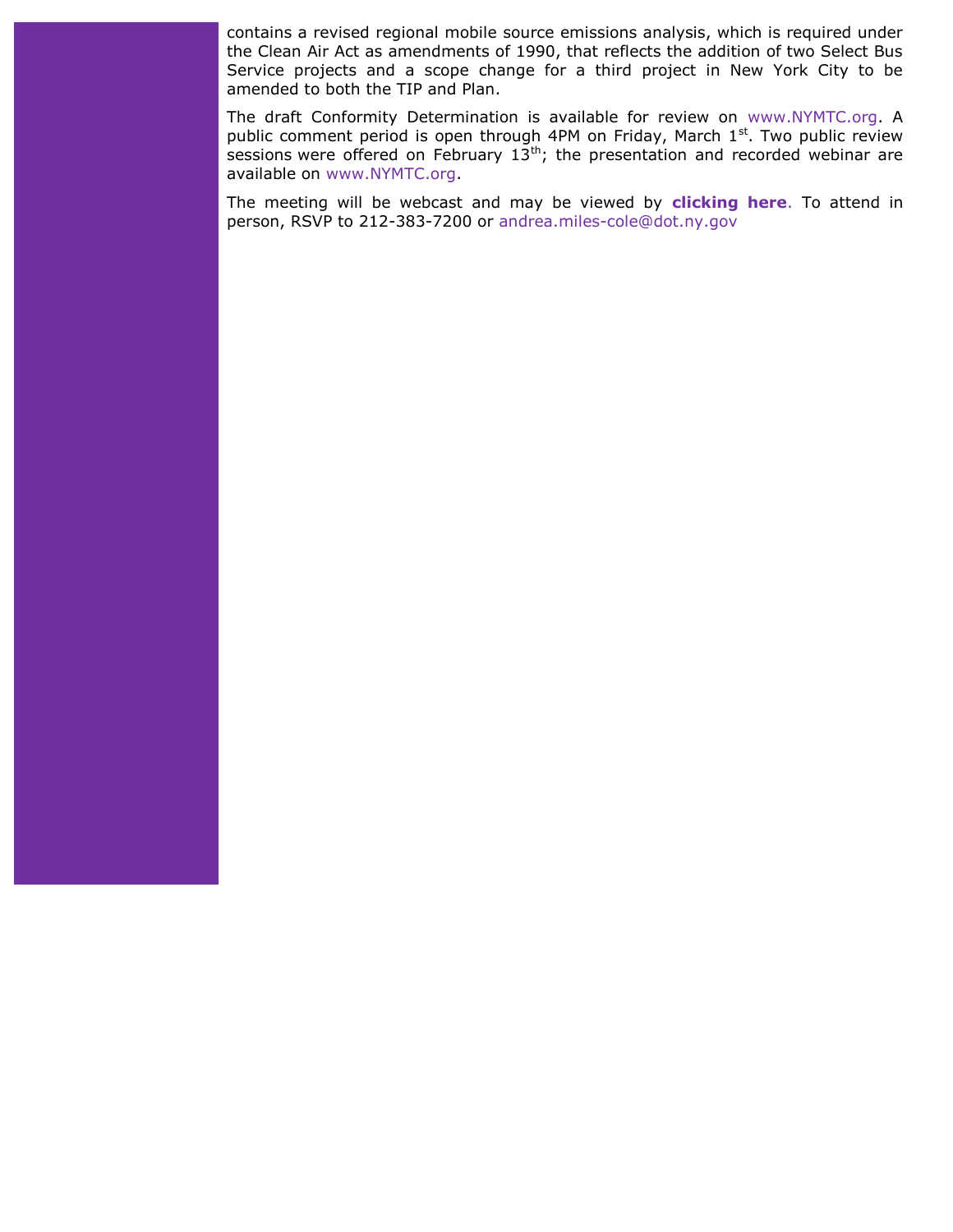contains a revised regional mobile source emissions analysis, which is required under the Clean Air Act as amendments of 1990, that reflects the addition of two Select Bus Service projects and a scope change for a third project in New York City to be amended to both the TIP and Plan.

The draft Conformity Determination is available for review on www.NYMTC.org. A public comment period is open through 4PM on Friday, March 1st. Two public review sessions were offered on February 13th; the presentation and recorded webinar are available on www.NYMTC.org.

The meeting will be webcast and may be viewed by **clicking here**. To attend in person, RSVP to 212-383-7200 or andrea.miles-cole@dot.ny.gov